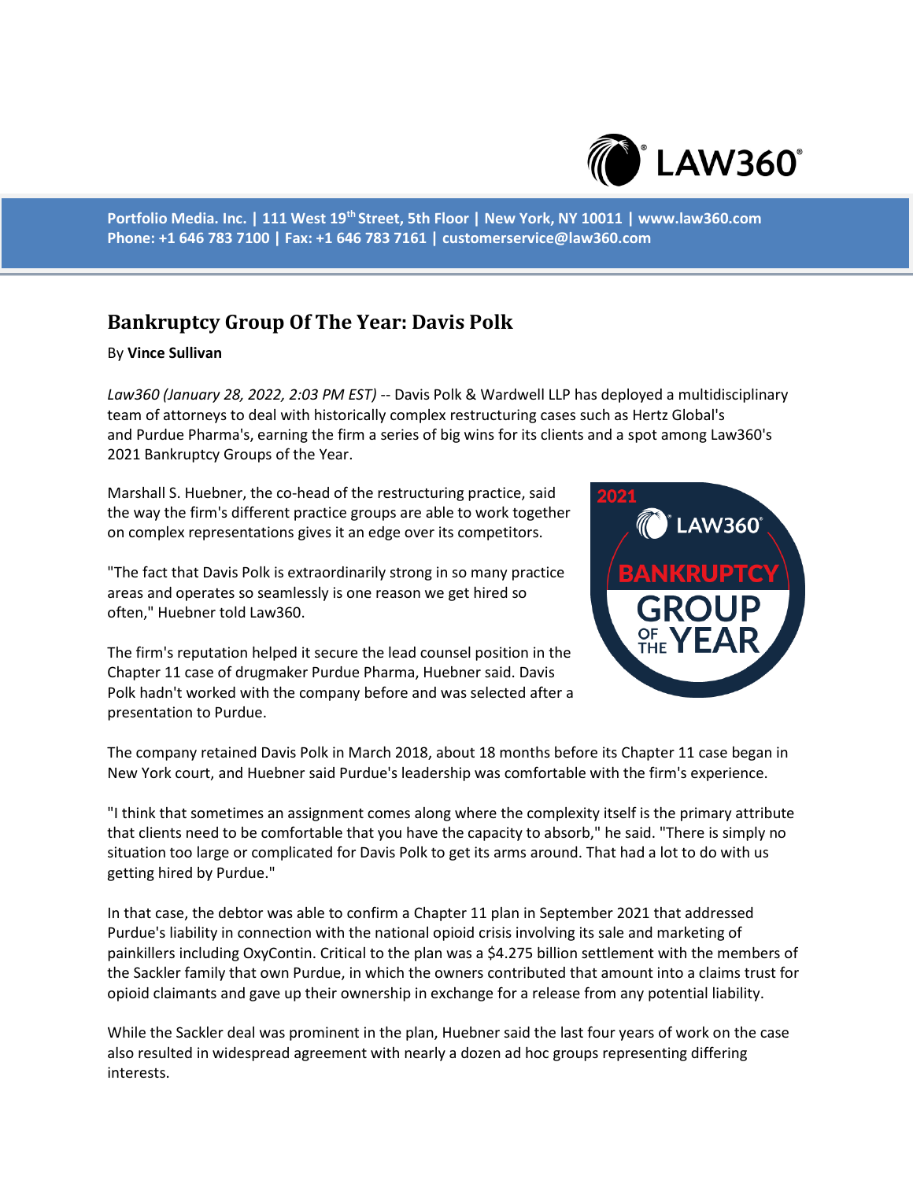Portfolio Media. Inc. | 111 West 19th Street, 5th Floor | New York, NY 10011 | www.law360.com
Phone: +1 646 783 7100 | Fax: +1 646 783 7161 | customerservice@law360.com

# Bankruptcy Group Of The Year: Davis Polk

By **Vince Sullivan**

*Law360 (January 28, 2022, 2:03 PM EST)* -- Davis Polk & Wardwell LLP has deployed a multidisciplinary team of attorneys to deal with historically complex restructuring cases such as Hertz Global's and Purdue Pharma's, earning the firm a series of big wins for its clients and a spot among Law360's 2021 Bankruptcy Groups of the Year.

Marshall S. Huebner, the co-head of the restructuring practice, said the way the firm's different practice groups are able to work together on complex representations gives it an edge over its competitors.

"The fact that Davis Polk is extraordinarily strong in so many practice areas and operates so seamlessly is one reason we get hired so often," Huebner told Law360.

The firm's reputation helped it secure the lead counsel position in the Chapter 11 case of drugmaker Purdue Pharma, Huebner said. Davis Polk hadn't worked with the company before and was selected after a presentation to Purdue.

The company retained Davis Polk in March 2018, about 18 months before its Chapter 11 case began in New York court, and Huebner said Purdue's leadership was comfortable with the firm's experience.

"I think that sometimes an assignment comes along where the complexity itself is the primary attribute that clients need to be comfortable that you have the capacity to absorb," he said. "There is simply no situation too large or complicated for Davis Polk to get its arms around. That had a lot to do with us getting hired by Purdue."

In that case, the debtor was able to confirm a Chapter 11 plan in September 2021 that addressed Purdue's liability in connection with the national opioid crisis involving its sale and marketing of painkillers including OxyContin. Critical to the plan was a $4.275 billion settlement with the members of the Sackler family that own Purdue, in which the owners contributed that amount into a claims trust for opioid claimants and gave up their ownership in exchange for a release from any potential liability.

While the Sackler deal was prominent in the plan, Huebner said the last four years of work on the case also resulted in widespread agreement with nearly a dozen ad hoc groups representing differing interests.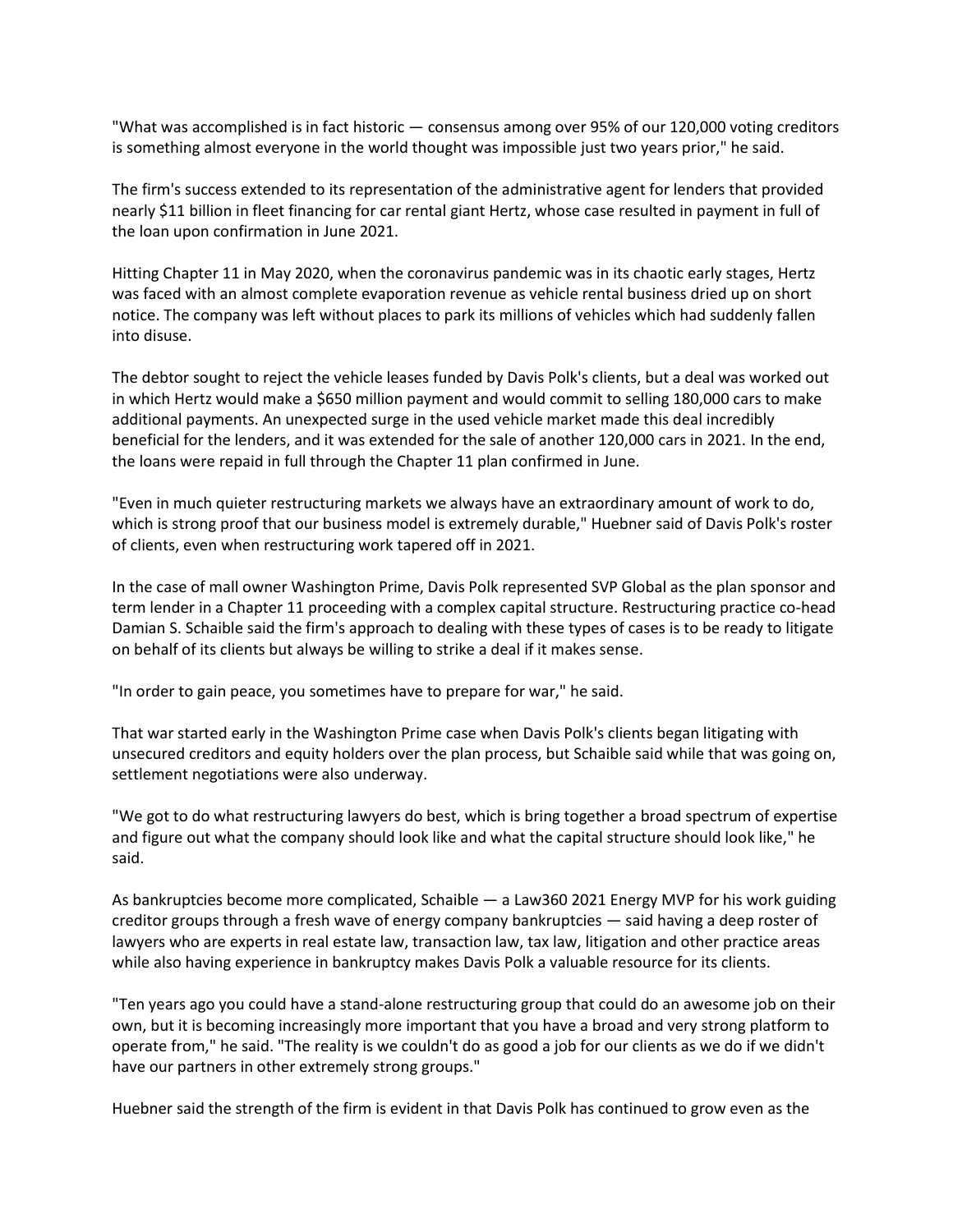"What was accomplished is in fact historic — consensus among over 95% of our 120,000 voting creditors is something almost everyone in the world thought was impossible just two years prior," he said.

The firm's success extended to its representation of the administrative agent for lenders that provided nearly $11 billion in fleet financing for car rental giant Hertz, whose case resulted in payment in full of the loan upon confirmation in June 2021.

Hitting Chapter 11 in May 2020, when the coronavirus pandemic was in its chaotic early stages, Hertz was faced with an almost complete evaporation revenue as vehicle rental business dried up on short notice. The company was left without places to park its millions of vehicles which had suddenly fallen into disuse.

The debtor sought to reject the vehicle leases funded by Davis Polk's clients, but a deal was worked out in which Hertz would make a $650 million payment and would commit to selling 180,000 cars to make additional payments. An unexpected surge in the used vehicle market made this deal incredibly beneficial for the lenders, and it was extended for the sale of another 120,000 cars in 2021. In the end, the loans were repaid in full through the Chapter 11 plan confirmed in June.

"Even in much quieter restructuring markets we always have an extraordinary amount of work to do, which is strong proof that our business model is extremely durable," Huebner said of Davis Polk's roster of clients, even when restructuring work tapered off in 2021.

In the case of mall owner Washington Prime, Davis Polk represented SVP Global as the plan sponsor and term lender in a Chapter 11 proceeding with a complex capital structure. Restructuring practice co-head Damian S. Schaible said the firm's approach to dealing with these types of cases is to be ready to litigate on behalf of its clients but always be willing to strike a deal if it makes sense.

"In order to gain peace, you sometimes have to prepare for war," he said.

That war started early in the Washington Prime case when Davis Polk's clients began litigating with unsecured creditors and equity holders over the plan process, but Schaible said while that was going on, settlement negotiations were also underway.

"We got to do what restructuring lawyers do best, which is bring together a broad spectrum of expertise and figure out what the company should look like and what the capital structure should look like," he said.

As bankruptcies become more complicated, Schaible — a Law360 2021 Energy MVP for his work guiding creditor groups through a fresh wave of energy company bankruptcies — said having a deep roster of lawyers who are experts in real estate law, transaction law, tax law, litigation and other practice areas while also having experience in bankruptcy makes Davis Polk a valuable resource for its clients.

"Ten years ago you could have a stand-alone restructuring group that could do an awesome job on their own, but it is becoming increasingly more important that you have a broad and very strong platform to operate from," he said. "The reality is we couldn't do as good a job for our clients as we do if we didn't have our partners in other extremely strong groups."

Huebner said the strength of the firm is evident in that Davis Polk has continued to grow even as the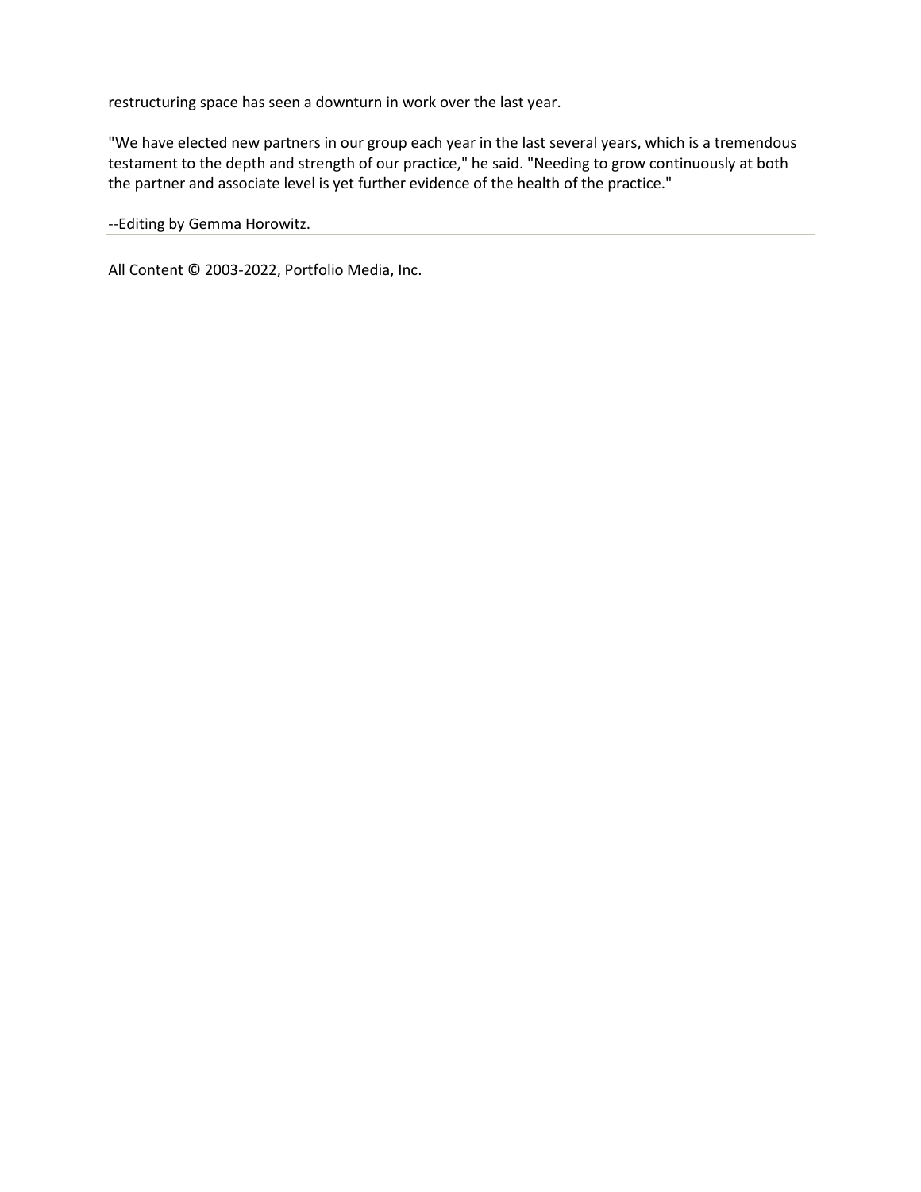restructuring space has seen a downturn in work over the last year.

"We have elected new partners in our group each year in the last several years, which is a tremendous testament to the depth and strength of our practice," he said. "Needing to grow continuously at both the partner and associate level is yet further evidence of the health of the practice."

--Editing by Gemma Horowitz.

---

All Content © 2003-2022, Portfolio Media, Inc.